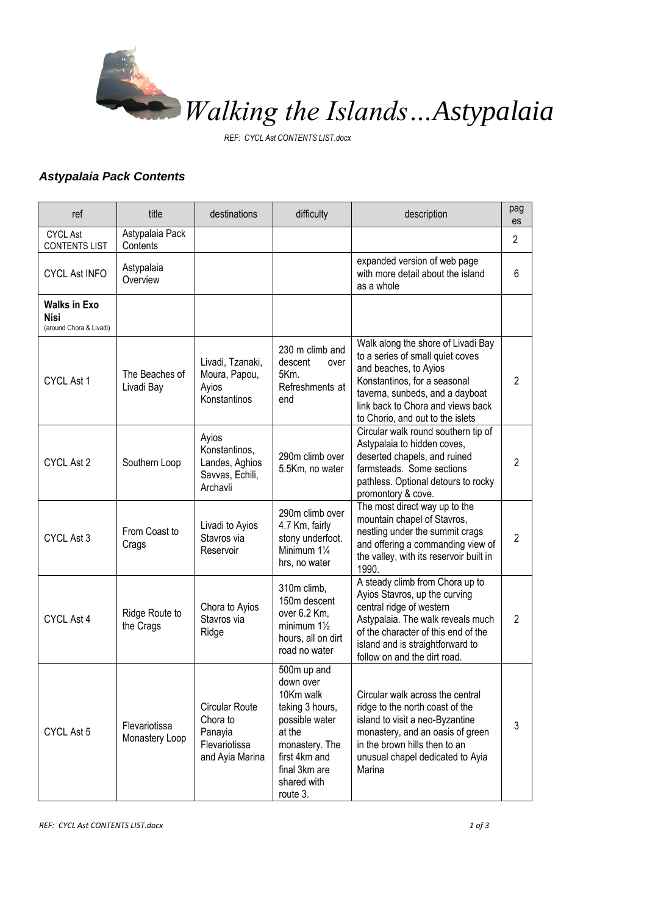# *Walking the Islands…Astypalaia*

*REF: CYCL Ast CONTENTS LIST.docx*

### *Astypalaia Pack Contents*

| ref | title | destinations | difficulty | description | pages |
|---|---|---|---|---|---|
| CYCL Ast CONTENTS LIST | Astypalaia Pack Contents | | | | 2 |
| CYCL Ast INFO | Astypalaia Overview | | | expanded version of web page with more detail about the island as a whole | 6 |
| **Walks in Exo Nisi** (around Chora & Livadi) | | | | | |
| CYCL Ast 1 | The Beaches of Livadi Bay | Livadi, Tzanaki, Moura, Papou, Ayios Konstantinos | 230 m climb and descent over 5Km. Refreshments at end | Walk along the shore of Livadi Bay to a series of small quiet coves and beaches, to Ayios Konstantinos, for a seasonal taverna, sunbeds, and a dayboat link back to Chora and views back to Chorio, and out to the islets | 2 |
| CYCL Ast 2 | Southern Loop | Ayios Konstantinos, Landes, Aghios Savvas, Echili, Archavli | 290m climb over 5.5Km, no water | Circular walk round southern tip of Astypalaia to hidden coves, deserted chapels, and ruined farmsteads. Some sections pathless. Optional detours to rocky promontory & cove. | 2 |
| CYCL Ast 3 | From Coast to Crags | Livadi to Ayios Stavros via Reservoir | 290m climb over 4.7 Km, fairly stony underfoot. Minimum 1¼ hrs, no water | The most direct way up to the mountain chapel of Stavros, nestling under the summit crags and offering a commanding view of the valley, with its reservoir built in 1990. | 2 |
| CYCL Ast 4 | Ridge Route to the Crags | Chora to Ayios Stavros via Ridge | 310m climb, 150m descent over 6.2 Km, minimum 1½ hours, all on dirt road no water | A steady climb from Chora up to Ayios Stavros, up the curving central ridge of western Astypalaia. The walk reveals much of the character of this end of the island and is straightforward to follow on and the dirt road. | 2 |
| CYCL Ast 5 | Flevariotissa Monastery Loop | Circular Route Chora to Panayia Flevariotissa and Ayia Marina | 500m up and down over 10Km walk taking 3 hours, possible water at the monastery. The first 4km and final 3km are shared with route 3. | Circular walk across the central ridge to the north coast of the island to visit a neo-Byzantine monastery, and an oasis of green in the brown hills then to an unusual chapel dedicated to Ayia Marina | 3 |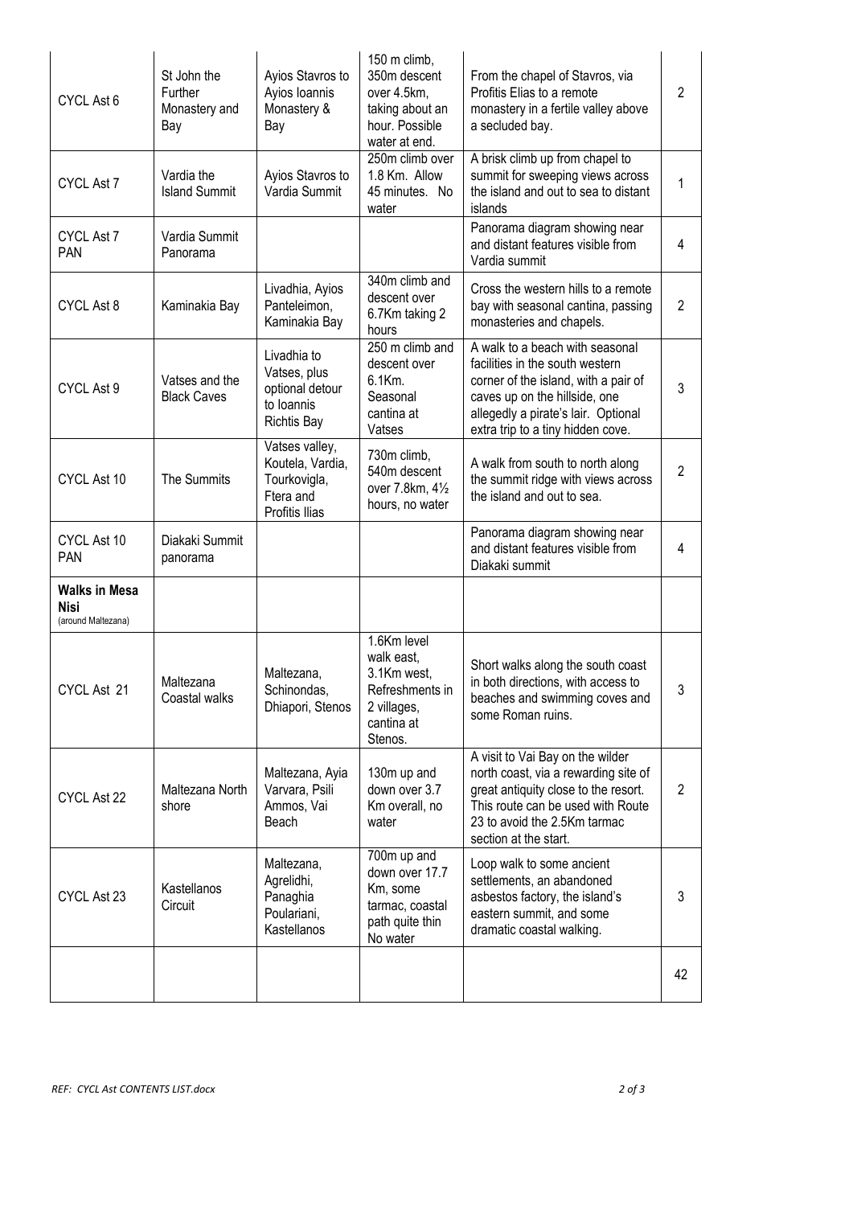| | | | | | |
|---|---|---|---|---|---|
| CYCL Ast 6 | St John the Further Monastery and Bay | Ayios Stavros to Ayios Ioannis Monastery & Bay | 150 m climb, 350m descent over 4.5km, taking about an hour. Possible water at end. | From the chapel of Stavros, via Profitis Elias to a remote monastery in a fertile valley above a secluded bay. | 2 |
| CYCL Ast 7 | Vardia the Island Summit | Ayios Stavros to Vardia Summit | 250m climb over 1.8 Km. Allow 45 minutes. No water | A brisk climb up from chapel to summit for sweeping views across the island and out to sea to distant islands | 1 |
| CYCL Ast 7 PAN | Vardia Summit Panorama | | | Panorama diagram showing near and distant features visible from Vardia summit | 4 |
| CYCL Ast 8 | Kaminakia Bay | Livadhia, Ayios Panteleimon, Kaminakia Bay | 340m climb and descent over 6.7Km taking 2 hours | Cross the western hills to a remote bay with seasonal cantina, passing monasteries and chapels. | 2 |
| CYCL Ast 9 | Vatses and the Black Caves | Livadhia to Vatses, plus optional detour to Ioannis Richtis Bay | 250 m climb and descent over 6.1Km. Seasonal cantina at Vatses | A walk to a beach with seasonal facilities in the south western corner of the island, with a pair of caves up on the hillside, one allegedly a pirate's lair. Optional extra trip to a tiny hidden cove. | 3 |
| CYCL Ast 10 | The Summits | Vatses valley, Koutela, Vardia, Tourkovigla, Ftera and Profitis Ilias | 730m climb, 540m descent over 7.8km, 4½ hours, no water | A walk from south to north along the summit ridge with views across the island and out to sea. | 2 |
| CYCL Ast 10 PAN | Diakaki Summit panorama | | | Panorama diagram showing near and distant features visible from Diakaki summit | 4 |
| **Walks in Mesa Nisi** (around Maltezana) | | | | | |
| CYCL Ast 21 | Maltezana Coastal walks | Maltezana, Schinondas, Dhiapori, Stenos | 1.6Km level walk east, 3.1Km west, Refreshments in 2 villages, cantina at Stenos. | Short walks along the south coast in both directions, with access to beaches and swimming coves and some Roman ruins. | 3 |
| CYCL Ast 22 | Maltezana North shore | Maltezana, Ayia Varvara, Psili Ammos, Vai Beach | 130m up and down over 3.7 Km overall, no water | A visit to Vai Bay on the wilder north coast, via a rewarding site of great antiquity close to the resort. This route can be used with Route 23 to avoid the 2.5Km tarmac section at the start. | 2 |
| CYCL Ast 23 | Kastellanos Circuit | Maltezana, Agrelidhi, Panaghia Poulariani, Kastellanos | 700m up and down over 17.7 Km, some tarmac, coastal path quite thin No water | Loop walk to some ancient settlements, an abandoned asbestos factory, the island's eastern summit, and some dramatic coastal walking. | 3 |
| | | | | | 42 |

*REF: CYCL Ast CONTENTS LIST.docx*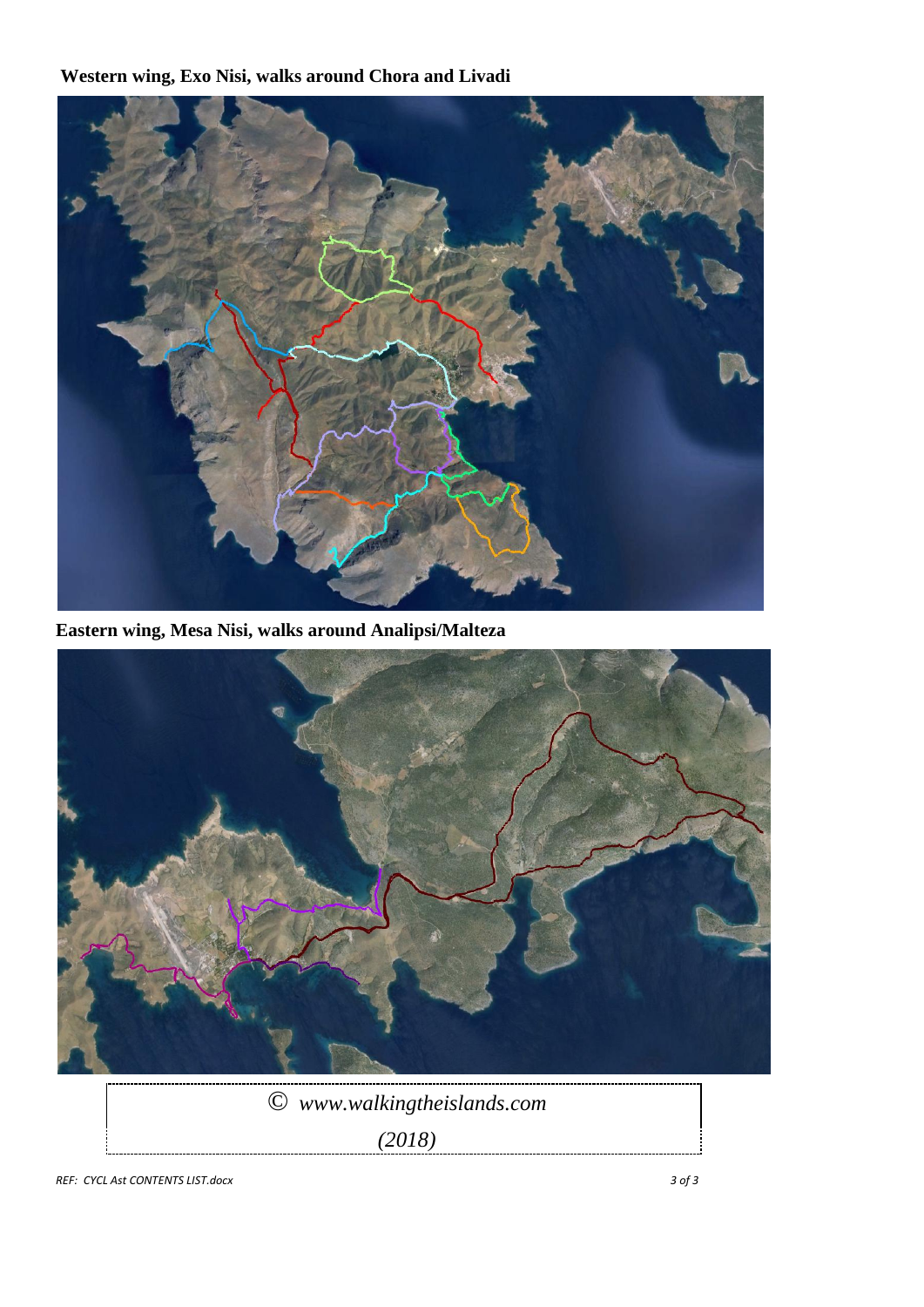**Western wing, Exo Nisi, walks around Chora and Livadi**

**Eastern wing, Mesa Nisi, walks around Analipsi/Malteza**

© *www.walkingtheislands.com*

*(2018)*

*REF: CYCL Ast CONTENTS LIST.docx*